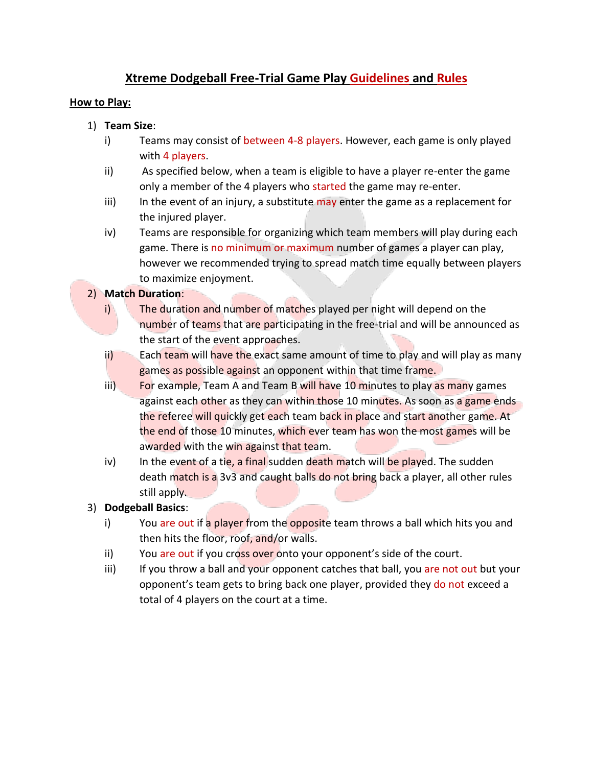# Xtreme Dodgeball Free-Trial Game Play Guidelines and Rules

## How to Play:

1) **Team Size**:
   i) Teams may consist of between 4-8 players. However, each game is only played with 4 players.
   ii) As specified below, when a team is eligible to have a player re-enter the game only a member of the 4 players who started the game may re-enter.
   iii) In the event of an injury, a substitute may enter the game as a replacement for the injured player.
   iv) Teams are responsible for organizing which team members will play during each game. There is no minimum or maximum number of games a player can play, however we recommended trying to spread match time equally between players to maximize enjoyment.

2) **Match Duration**:
   i) The duration and number of matches played per night will depend on the number of teams that are participating in the free-trial and will be announced as the start of the event approaches.
   ii) Each team will have the exact same amount of time to play and will play as many games as possible against an opponent within that time frame.
   iii) For example, Team A and Team B will have 10 minutes to play as many games against each other as they can within those 10 minutes. As soon as a game ends the referee will quickly get each team back in place and start another game. At the end of those 10 minutes, which ever team has won the most games will be awarded with the win against that team.
   iv) In the event of a tie, a final sudden death match will be played. The sudden death match is a 3v3 and caught balls do not bring back a player, all other rules still apply.

3) **Dodgeball Basics**:
   i) You are out if a player from the opposite team throws a ball which hits you and then hits the floor, roof, and/or walls.
   ii) You are out if you cross over onto your opponent's side of the court.
   iii) If you throw a ball and your opponent catches that ball, you are not out but your opponent's team gets to bring back one player, provided they do not exceed a total of 4 players on the court at a time.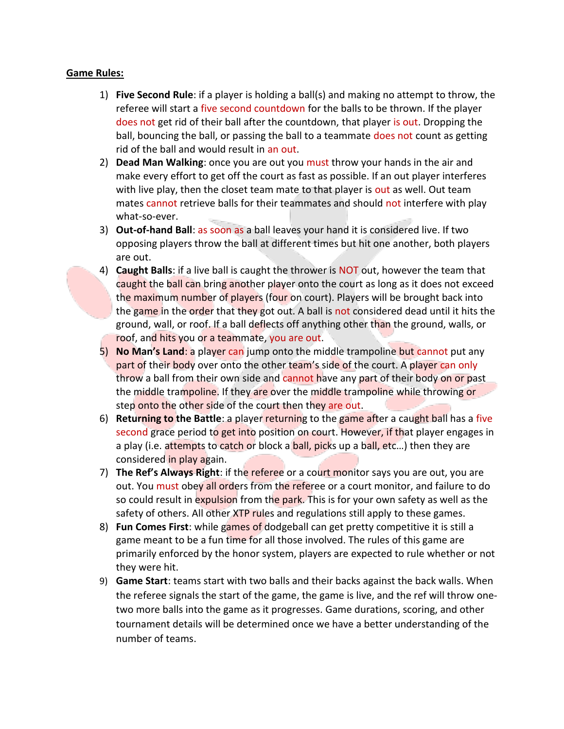**Game Rules:**

1) **Five Second Rule**: if a player is holding a ball(s) and making no attempt to throw, the referee will start a five second countdown for the balls to be thrown. If the player does not get rid of their ball after the countdown, that player is out. Dropping the ball, bouncing the ball, or passing the ball to a teammate does not count as getting rid of the ball and would result in an out.
2) **Dead Man Walking**: once you are out you must throw your hands in the air and make every effort to get off the court as fast as possible. If an out player interferes with live play, then the closet team mate to that player is out as well. Out team mates cannot retrieve balls for their teammates and should not interfere with play what-so-ever.
3) **Out-of-hand Ball**: as soon as a ball leaves your hand it is considered live. If two opposing players throw the ball at different times but hit one another, both players are out.
4) **Caught Balls**: if a live ball is caught the thrower is NOT out, however the team that caught the ball can bring another player onto the court as long as it does not exceed the maximum number of players (four on court). Players will be brought back into the game in the order that they got out. A ball is not considered dead until it hits the ground, wall, or roof. If a ball deflects off anything other than the ground, walls, or roof, and hits you or a teammate, you are out.
5) **No Man's Land**: a player can jump onto the middle trampoline but cannot put any part of their body over onto the other team's side of the court. A player can only throw a ball from their own side and cannot have any part of their body on or past the middle trampoline. If they are over the middle trampoline while throwing or step onto the other side of the court then they are out.
6) **Returning to the Battle**: a player returning to the game after a caught ball has a five second grace period to get into position on court. However, if that player engages in a play (i.e. attempts to catch or block a ball, picks up a ball, etc…) then they are considered in play again.
7) **The Ref's Always Right**: if the referee or a court monitor says you are out, you are out. You must obey all orders from the referee or a court monitor, and failure to do so could result in expulsion from the park. This is for your own safety as well as the safety of others. All other XTP rules and regulations still apply to these games.
8) **Fun Comes First**: while games of dodgeball can get pretty competitive it is still a game meant to be a fun time for all those involved. The rules of this game are primarily enforced by the honor system, players are expected to rule whether or not they were hit.
9) **Game Start**: teams start with two balls and their backs against the back walls. When the referee signals the start of the game, the game is live, and the ref will throw one-two more balls into the game as it progresses. Game durations, scoring, and other tournament details will be determined once we have a better understanding of the number of teams.